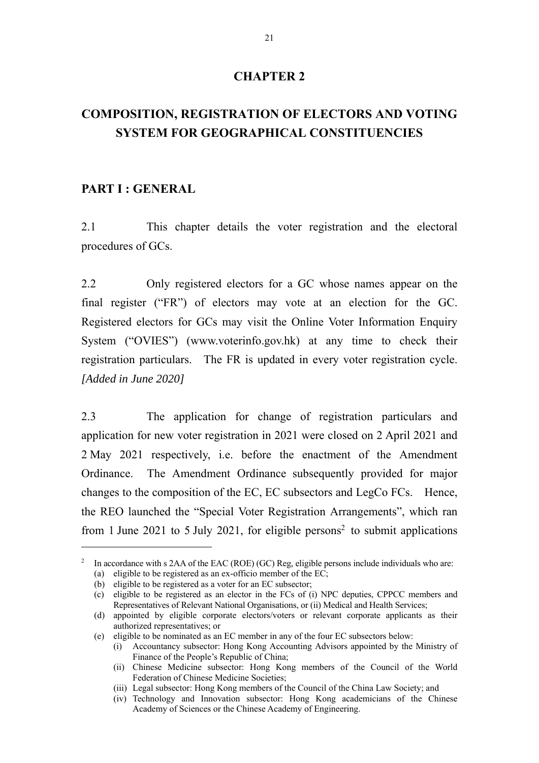# CHAPTER 2

## COMPOSITION, REGISTRATION OF ELECTORS AND VOTING SYSTEM FOR GEOGRAPHICAL CONSTITUENCIES

### PART I : GENERAL

2.1 This chapter details the voter registration and the electoral procedures of GCs.

2.2 Only registered electors for a GC whose names appear on the final register ("FR") of electors may vote at an election for the GC. Registered electors for GCs may visit the Online Voter Information Enquiry System ("OVIES") (www.voterinfo.gov.hk) at any time to check their registration particulars. The FR is updated in every voter registration cycle. *[Added in June 2020]*

2.3 The application for change of registration particulars and application for new voter registration in 2021 were closed on 2 April 2021 and 2 May 2021 respectively, i.e. before the enactment of the Amendment Ordinance. The Amendment Ordinance subsequently provided for major changes to the composition of the EC, EC subsectors and LegCo FCs. Hence, the REO launched the "Special Voter Registration Arrangements", which ran from 1 June 2021 to 5 July 2021, for eligible persons[2] to submit applications

---

[2] In accordance with s 2AA of the EAC (ROE) (GC) Reg, eligible persons include individuals who are:

(a) eligible to be registered as an ex-officio member of the EC;
(b) eligible to be registered as a voter for an EC subsector;
(c) eligible to be registered as an elector in the FCs of (i) NPC deputies, CPPCC members and Representatives of Relevant National Organisations, or (ii) Medical and Health Services;
(d) appointed by eligible corporate electors/voters or relevant corporate applicants as their authorized representatives; or
(e) eligible to be nominated as an EC member in any of the four EC subsectors below:
   (i) Accountancy subsector: Hong Kong Accounting Advisors appointed by the Ministry of Finance of the People's Republic of China;
   (ii) Chinese Medicine subsector: Hong Kong members of the Council of the World Federation of Chinese Medicine Societies;
   (iii) Legal subsector: Hong Kong members of the Council of the China Law Society; and
   (iv) Technology and Innovation subsector: Hong Kong academicians of the Chinese Academy of Sciences or the Chinese Academy of Engineering.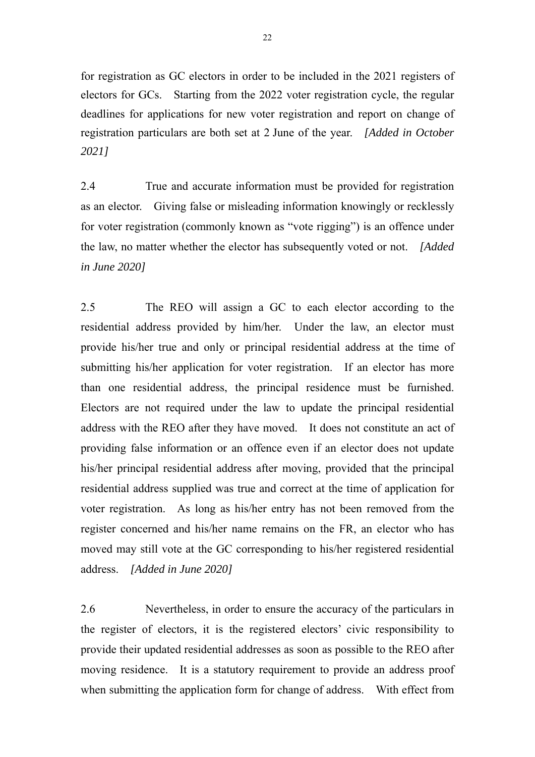for registration as GC electors in order to be included in the 2021 registers of electors for GCs. Starting from the 2022 voter registration cycle, the regular deadlines for applications for new voter registration and report on change of registration particulars are both set at 2 June of the year. *[Added in October 2021]*

2.4 True and accurate information must be provided for registration as an elector. Giving false or misleading information knowingly or recklessly for voter registration (commonly known as "vote rigging") is an offence under the law, no matter whether the elector has subsequently voted or not. *[Added in June 2020]*

2.5 The REO will assign a GC to each elector according to the residential address provided by him/her. Under the law, an elector must provide his/her true and only or principal residential address at the time of submitting his/her application for voter registration. If an elector has more than one residential address, the principal residence must be furnished. Electors are not required under the law to update the principal residential address with the REO after they have moved. It does not constitute an act of providing false information or an offence even if an elector does not update his/her principal residential address after moving, provided that the principal residential address supplied was true and correct at the time of application for voter registration. As long as his/her entry has not been removed from the register concerned and his/her name remains on the FR, an elector who has moved may still vote at the GC corresponding to his/her registered residential address. *[Added in June 2020]*

2.6 Nevertheless, in order to ensure the accuracy of the particulars in the register of electors, it is the registered electors' civic responsibility to provide their updated residential addresses as soon as possible to the REO after moving residence. It is a statutory requirement to provide an address proof when submitting the application form for change of address. With effect from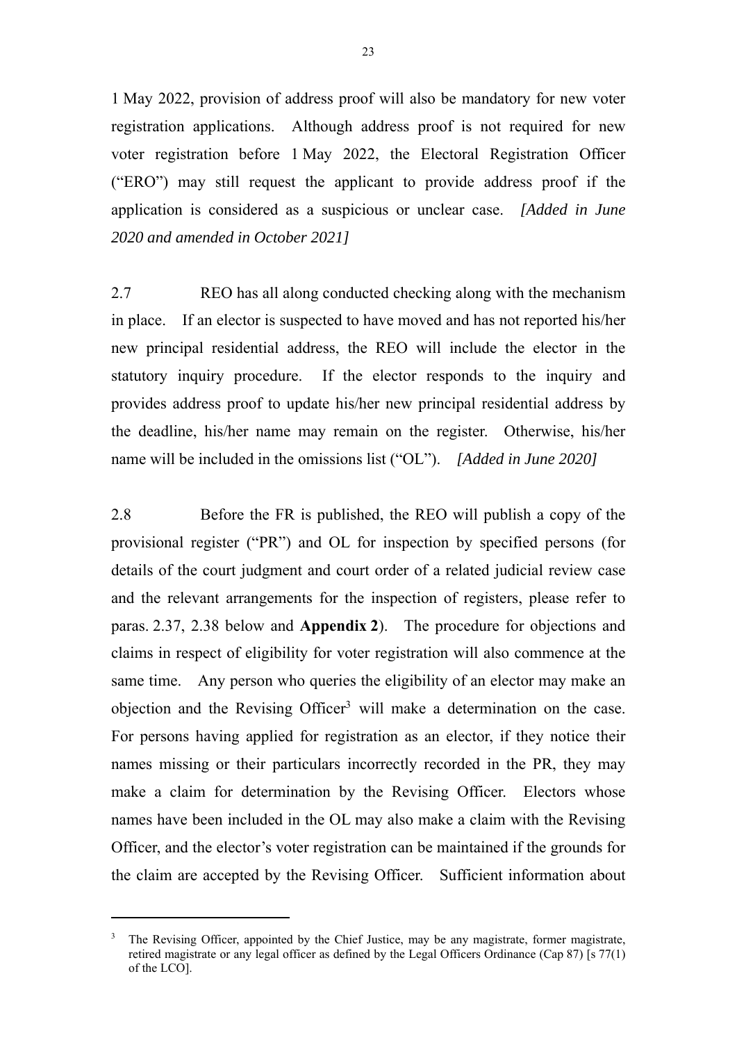1 May 2022, provision of address proof will also be mandatory for new voter registration applications. Although address proof is not required for new voter registration before 1 May 2022, the Electoral Registration Officer ("ERO") may still request the applicant to provide address proof if the application is considered as a suspicious or unclear case. *[Added in June 2020 and amended in October 2021]*

2.7 REO has all along conducted checking along with the mechanism in place. If an elector is suspected to have moved and has not reported his/her new principal residential address, the REO will include the elector in the statutory inquiry procedure. If the elector responds to the inquiry and provides address proof to update his/her new principal residential address by the deadline, his/her name may remain on the register. Otherwise, his/her name will be included in the omissions list ("OL"). *[Added in June 2020]*

2.8 Before the FR is published, the REO will publish a copy of the provisional register ("PR") and OL for inspection by specified persons (for details of the court judgment and court order of a related judicial review case and the relevant arrangements for the inspection of registers, please refer to paras. 2.37, 2.38 below and **Appendix 2**). The procedure for objections and claims in respect of eligibility for voter registration will also commence at the same time. Any person who queries the eligibility of an elector may make an objection and the Revising Officer[3] will make a determination on the case. For persons having applied for registration as an elector, if they notice their names missing or their particulars incorrectly recorded in the PR, they may make a claim for determination by the Revising Officer. Electors whose names have been included in the OL may also make a claim with the Revising Officer, and the elector's voter registration can be maintained if the grounds for the claim are accepted by the Revising Officer. Sufficient information about

---

[3] The Revising Officer, appointed by the Chief Justice, may be any magistrate, former magistrate, retired magistrate or any legal officer as defined by the Legal Officers Ordinance (Cap 87) [s 77(1) of the LCO].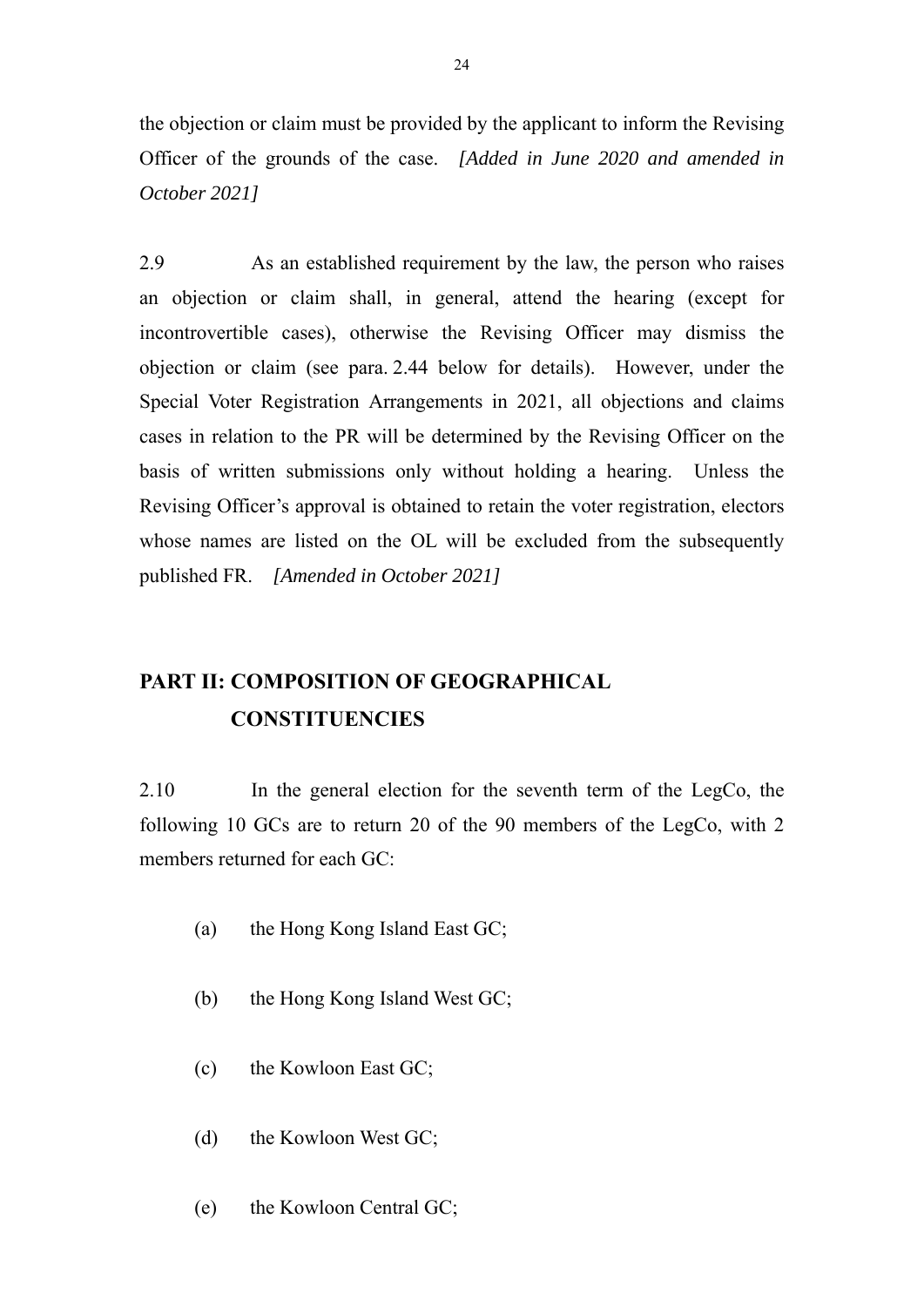the objection or claim must be provided by the applicant to inform the Revising Officer of the grounds of the case. *[Added in June 2020 and amended in October 2021]*

2.9 As an established requirement by the law, the person who raises an objection or claim shall, in general, attend the hearing (except for incontrovertible cases), otherwise the Revising Officer may dismiss the objection or claim (see para. 2.44 below for details). However, under the Special Voter Registration Arrangements in 2021, all objections and claims cases in relation to the PR will be determined by the Revising Officer on the basis of written submissions only without holding a hearing. Unless the Revising Officer's approval is obtained to retain the voter registration, electors whose names are listed on the OL will be excluded from the subsequently published FR. *[Amended in October 2021]*

## PART II: COMPOSITION OF GEOGRAPHICAL CONSTITUENCIES

2.10 In the general election for the seventh term of the LegCo, the following 10 GCs are to return 20 of the 90 members of the LegCo, with 2 members returned for each GC:

(a) the Hong Kong Island East GC;

(b) the Hong Kong Island West GC;

(c) the Kowloon East GC;

(d) the Kowloon West GC;

(e) the Kowloon Central GC;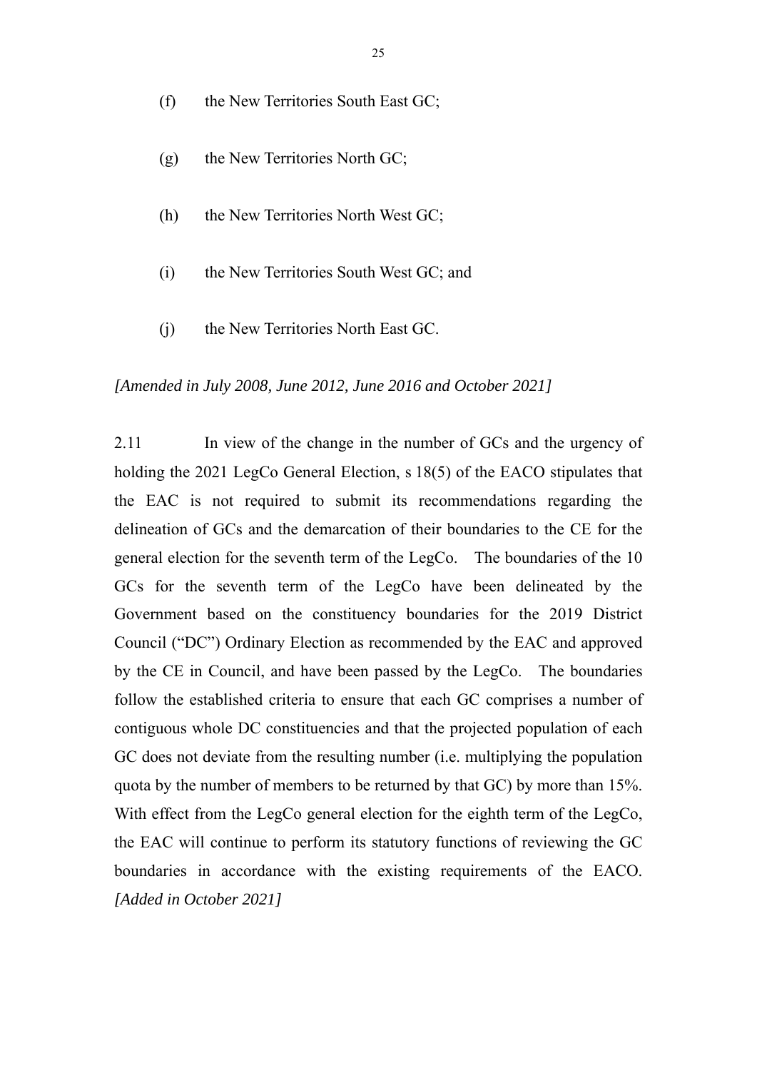(f) the New Territories South East GC;

(g) the New Territories North GC;

(h) the New Territories North West GC;

(i) the New Territories South West GC; and

(j) the New Territories North East GC.

*[Amended in July 2008, June 2012, June 2016 and October 2021]*

2.11 In view of the change in the number of GCs and the urgency of holding the 2021 LegCo General Election, s 18(5) of the EACO stipulates that the EAC is not required to submit its recommendations regarding the delineation of GCs and the demarcation of their boundaries to the CE for the general election for the seventh term of the LegCo. The boundaries of the 10 GCs for the seventh term of the LegCo have been delineated by the Government based on the constituency boundaries for the 2019 District Council ("DC") Ordinary Election as recommended by the EAC and approved by the CE in Council, and have been passed by the LegCo. The boundaries follow the established criteria to ensure that each GC comprises a number of contiguous whole DC constituencies and that the projected population of each GC does not deviate from the resulting number (i.e. multiplying the population quota by the number of members to be returned by that GC) by more than 15%. With effect from the LegCo general election for the eighth term of the LegCo, the EAC will continue to perform its statutory functions of reviewing the GC boundaries in accordance with the existing requirements of the EACO. *[Added in October 2021]*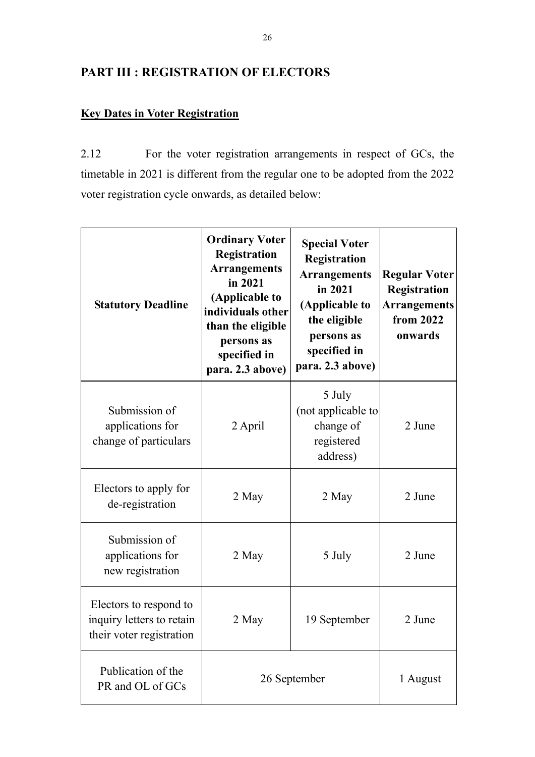## PART III : REGISTRATION OF ELECTORS

### Key Dates in Voter Registration

2.12 For the voter registration arrangements in respect of GCs, the timetable in 2021 is different from the regular one to be adopted from the 2022 voter registration cycle onwards, as detailed below:

| Statutory Deadline | Ordinary Voter Registration Arrangements in 2021 (Applicable to individuals other than the eligible persons as specified in para. 2.3 above) | Special Voter Registration Arrangements in 2021 (Applicable to the eligible persons as specified in para. 2.3 above) | Regular Voter Registration Arrangements from 2022 onwards |
|---|---|---|---|
| Submission of applications for change of particulars | 2 April | 5 July (not applicable to change of registered address) | 2 June |
| Electors to apply for de-registration | 2 May | 2 May | 2 June |
| Submission of applications for new registration | 2 May | 5 July | 2 June |
| Electors to respond to inquiry letters to retain their voter registration | 2 May | 19 September | 2 June |
| Publication of the PR and OL of GCs | 26 September | | 1 August |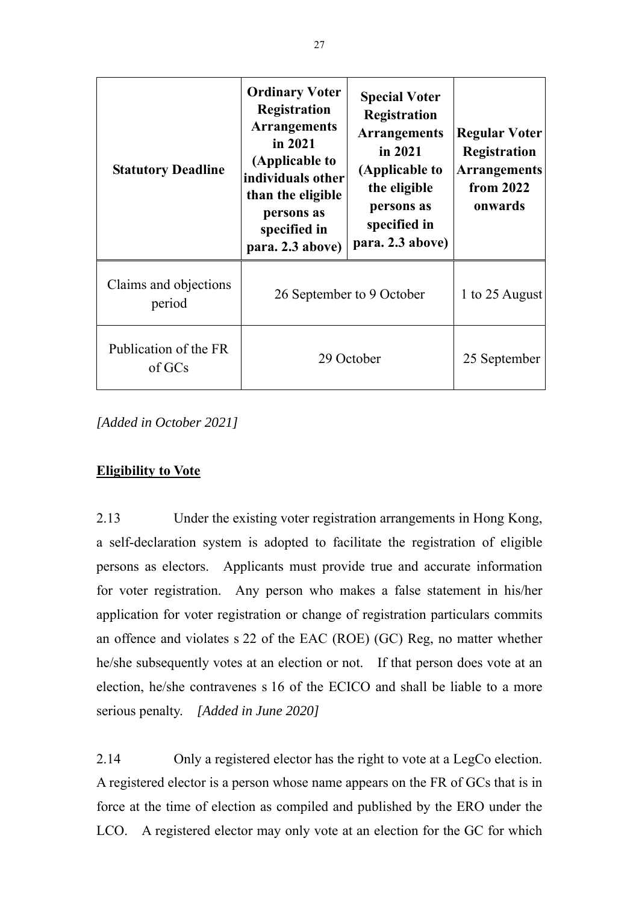| Statutory Deadline | Ordinary Voter Registration Arrangements in 2021 (Applicable to individuals other than the eligible persons as specified in para. 2.3 above) | Special Voter Registration Arrangements in 2021 (Applicable to the eligible persons as specified in para. 2.3 above) | Regular Voter Registration Arrangements from 2022 onwards |
|---|---|---|---|
| Claims and objections period | 26 September to 9 October | | 1 to 25 August |
| Publication of the FR of GCs | 29 October | | 25 September |

*[Added in October 2021]*

**Eligibility to Vote**

2.13 Under the existing voter registration arrangements in Hong Kong, a self-declaration system is adopted to facilitate the registration of eligible persons as electors. Applicants must provide true and accurate information for voter registration. Any person who makes a false statement in his/her application for voter registration or change of registration particulars commits an offence and violates s 22 of the EAC (ROE) (GC) Reg, no matter whether he/she subsequently votes at an election or not. If that person does vote at an election, he/she contravenes s 16 of the ECICO and shall be liable to a more serious penalty. *[Added in June 2020]*

2.14 Only a registered elector has the right to vote at a LegCo election. A registered elector is a person whose name appears on the FR of GCs that is in force at the time of election as compiled and published by the ERO under the LCO. A registered elector may only vote at an election for the GC for which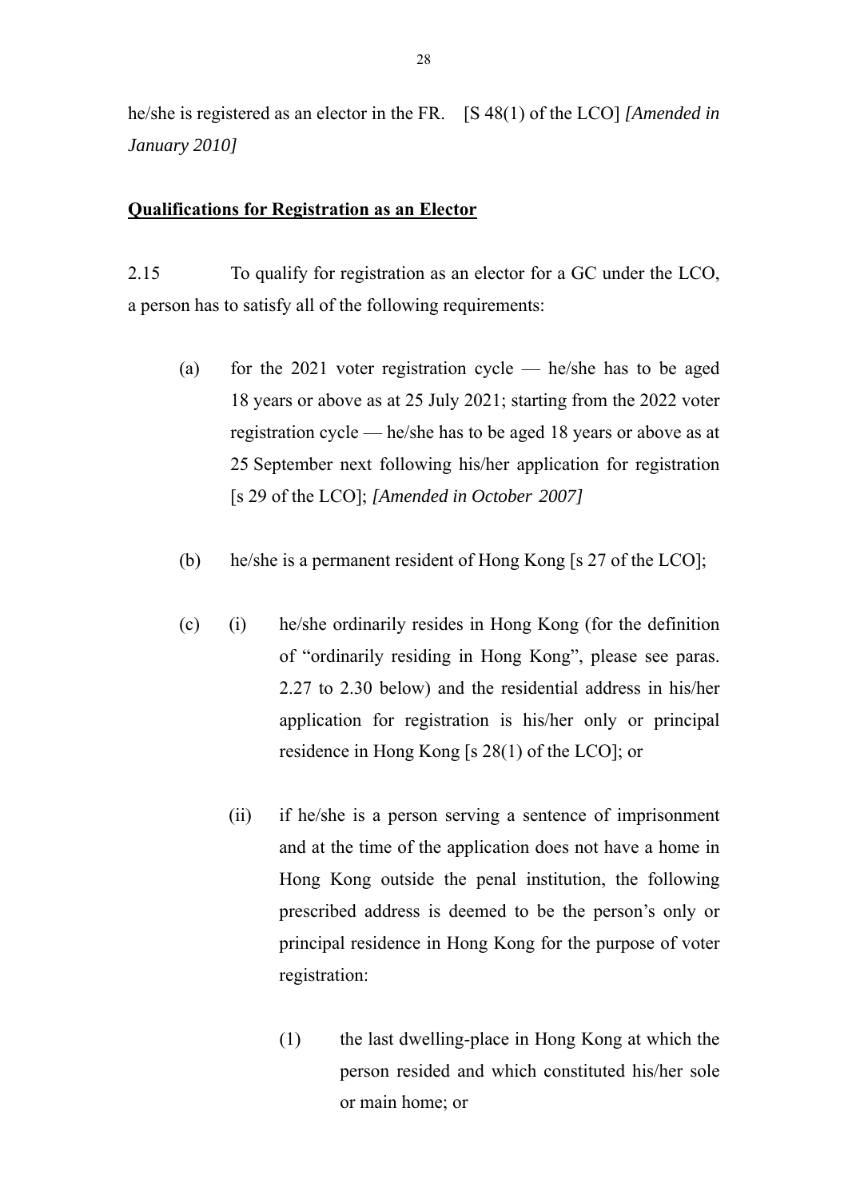he/she is registered as an elector in the FR. [S 48(1) of the LCO] *[Amended in January 2010]*

**Qualifications for Registration as an Elector**

2.15 To qualify for registration as an elector for a GC under the LCO, a person has to satisfy all of the following requirements:

(a) for the 2021 voter registration cycle — he/she has to be aged 18 years or above as at 25 July 2021; starting from the 2022 voter registration cycle — he/she has to be aged 18 years or above as at 25 September next following his/her application for registration [s 29 of the LCO]; *[Amended in October 2007]*

(b) he/she is a permanent resident of Hong Kong [s 27 of the LCO];

(c) (i) he/she ordinarily resides in Hong Kong (for the definition of "ordinarily residing in Hong Kong", please see paras. 2.27 to 2.30 below) and the residential address in his/her application for registration is his/her only or principal residence in Hong Kong [s 28(1) of the LCO]; or

(ii) if he/she is a person serving a sentence of imprisonment and at the time of the application does not have a home in Hong Kong outside the penal institution, the following prescribed address is deemed to be the person's only or principal residence in Hong Kong for the purpose of voter registration:

(1) the last dwelling-place in Hong Kong at which the person resided and which constituted his/her sole or main home; or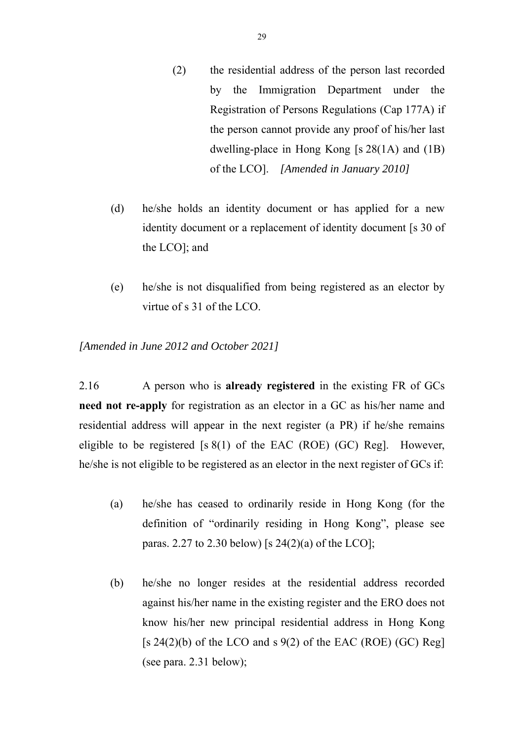(2) the residential address of the person last recorded by the Immigration Department under the Registration of Persons Regulations (Cap 177A) if the person cannot provide any proof of his/her last dwelling-place in Hong Kong [s 28(1A) and (1B) of the LCO]. *[Amended in January 2010]*

(d) he/she holds an identity document or has applied for a new identity document or a replacement of identity document [s 30 of the LCO]; and

(e) he/she is not disqualified from being registered as an elector by virtue of s 31 of the LCO.

*[Amended in June 2012 and October 2021]*

2.16 A person who is **already registered** in the existing FR of GCs **need not re-apply** for registration as an elector in a GC as his/her name and residential address will appear in the next register (a PR) if he/she remains eligible to be registered [s 8(1) of the EAC (ROE) (GC) Reg]. However, he/she is not eligible to be registered as an elector in the next register of GCs if:

(a) he/she has ceased to ordinarily reside in Hong Kong (for the definition of "ordinarily residing in Hong Kong", please see paras. 2.27 to 2.30 below) [s 24(2)(a) of the LCO];

(b) he/she no longer resides at the residential address recorded against his/her name in the existing register and the ERO does not know his/her new principal residential address in Hong Kong [s 24(2)(b) of the LCO and s 9(2) of the EAC (ROE) (GC) Reg] (see para. 2.31 below);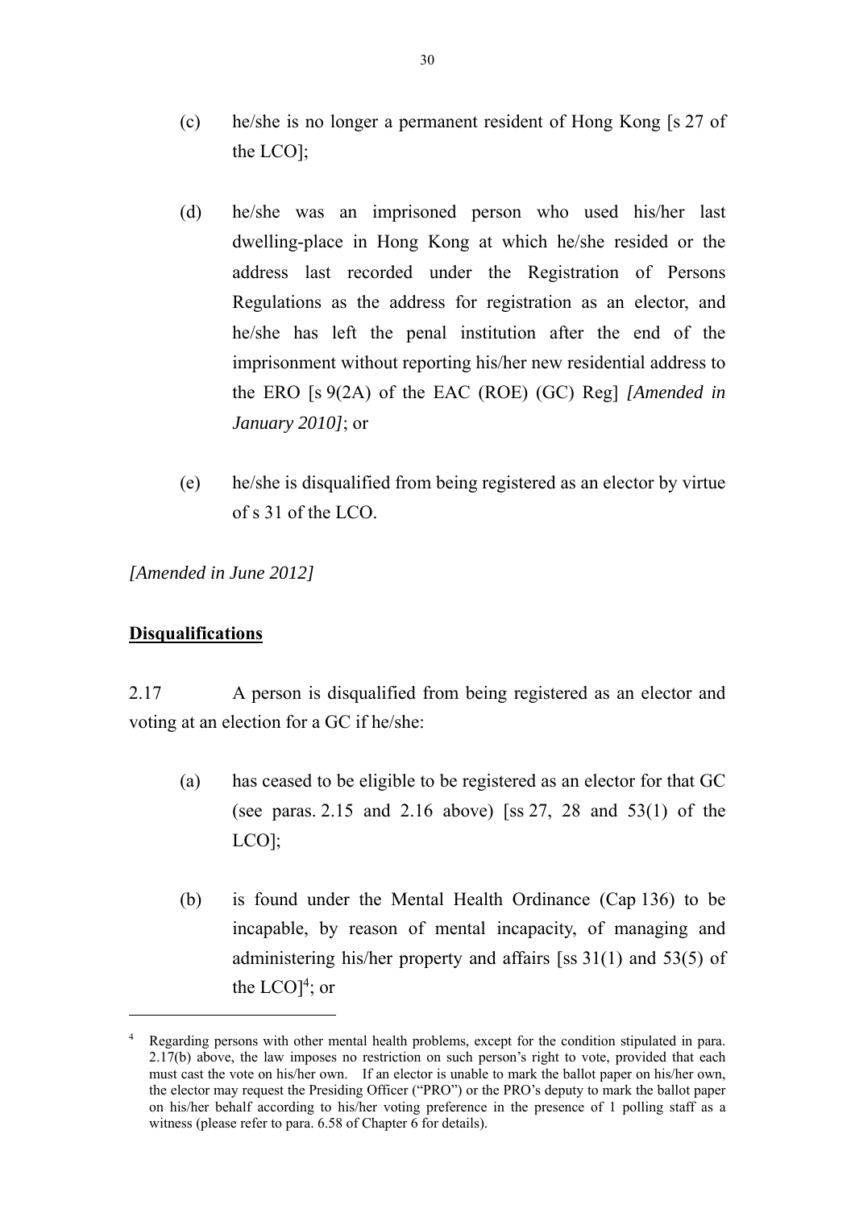(c) he/she is no longer a permanent resident of Hong Kong [s 27 of the LCO];

(d) he/she was an imprisoned person who used his/her last dwelling-place in Hong Kong at which he/she resided or the address last recorded under the Registration of Persons Regulations as the address for registration as an elector, and he/she has left the penal institution after the end of the imprisonment without reporting his/her new residential address to the ERO [s 9(2A) of the EAC (ROE) (GC) Reg] *[Amended in January 2010]*; or

(e) he/she is disqualified from being registered as an elector by virtue of s 31 of the LCO.

*[Amended in June 2012]*

**Disqualifications**

2.17 A person is disqualified from being registered as an elector and voting at an election for a GC if he/she:

(a) has ceased to be eligible to be registered as an elector for that GC (see paras. 2.15 and 2.16 above) [ss 27, 28 and 53(1) of the LCO];

(b) is found under the Mental Health Ordinance (Cap 136) to be incapable, by reason of mental incapacity, of managing and administering his/her property and affairs [ss 31(1) and 53(5) of the LCO][4]; or

---

[4] Regarding persons with other mental health problems, except for the condition stipulated in para. 2.17(b) above, the law imposes no restriction on such person's right to vote, provided that each must cast the vote on his/her own. If an elector is unable to mark the ballot paper on his/her own, the elector may request the Presiding Officer ("PRO") or the PRO's deputy to mark the ballot paper on his/her behalf according to his/her voting preference in the presence of 1 polling staff as a witness (please refer to para. 6.58 of Chapter 6 for details).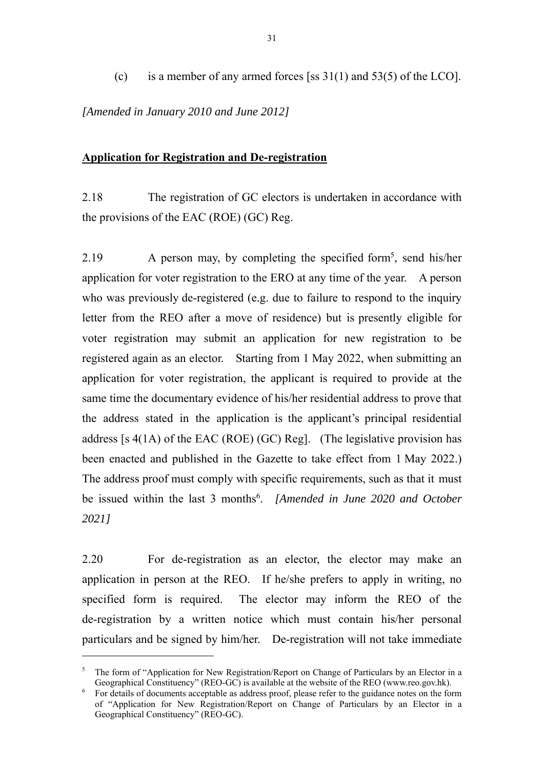(c) is a member of any armed forces [ss 31(1) and 53(5) of the LCO].

*[Amended in January 2010 and June 2012]*

**Application for Registration and De-registration**

2.18 The registration of GC electors is undertaken in accordance with the provisions of the EAC (ROE) (GC) Reg.

2.19 A person may, by completing the specified form[5], send his/her application for voter registration to the ERO at any time of the year. A person who was previously de-registered (e.g. due to failure to respond to the inquiry letter from the REO after a move of residence) but is presently eligible for voter registration may submit an application for new registration to be registered again as an elector. Starting from 1 May 2022, when submitting an application for voter registration, the applicant is required to provide at the same time the documentary evidence of his/her residential address to prove that the address stated in the application is the applicant's principal residential address [s 4(1A) of the EAC (ROE) (GC) Reg]. (The legislative provision has been enacted and published in the Gazette to take effect from 1 May 2022.) The address proof must comply with specific requirements, such as that it must be issued within the last 3 months[6]. *[Amended in June 2020 and October 2021]*

2.20 For de-registration as an elector, the elector may make an application in person at the REO. If he/she prefers to apply in writing, no specified form is required. The elector may inform the REO of the de-registration by a written notice which must contain his/her personal particulars and be signed by him/her. De-registration will not take immediate

---

[5] The form of "Application for New Registration/Report on Change of Particulars by an Elector in a Geographical Constituency" (REO-GC) is available at the website of the REO (www.reo.gov.hk).

[6] For details of documents acceptable as address proof, please refer to the guidance notes on the form of "Application for New Registration/Report on Change of Particulars by an Elector in a Geographical Constituency" (REO-GC).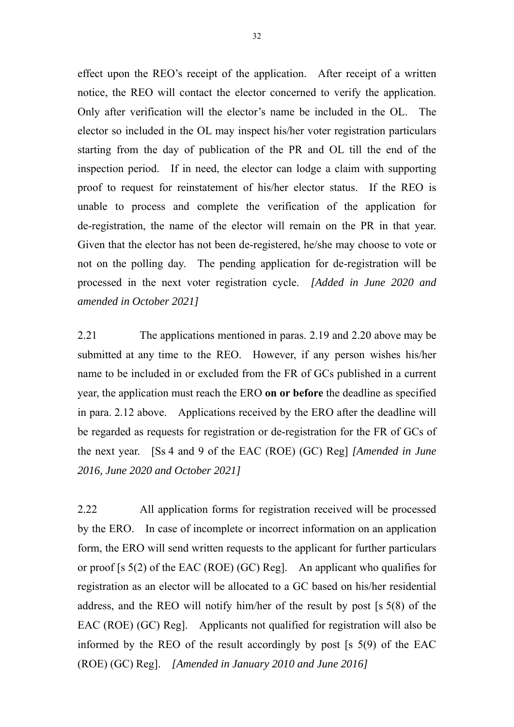effect upon the REO's receipt of the application. After receipt of a written notice, the REO will contact the elector concerned to verify the application. Only after verification will the elector's name be included in the OL. The elector so included in the OL may inspect his/her voter registration particulars starting from the day of publication of the PR and OL till the end of the inspection period. If in need, the elector can lodge a claim with supporting proof to request for reinstatement of his/her elector status. If the REO is unable to process and complete the verification of the application for de-registration, the name of the elector will remain on the PR in that year. Given that the elector has not been de-registered, he/she may choose to vote or not on the polling day. The pending application for de-registration will be processed in the next voter registration cycle. *[Added in June 2020 and amended in October 2021]*

2.21 The applications mentioned in paras. 2.19 and 2.20 above may be submitted at any time to the REO. However, if any person wishes his/her name to be included in or excluded from the FR of GCs published in a current year, the application must reach the ERO **on or before** the deadline as specified in para. 2.12 above. Applications received by the ERO after the deadline will be regarded as requests for registration or de-registration for the FR of GCs of the next year. [Ss 4 and 9 of the EAC (ROE) (GC) Reg] *[Amended in June 2016, June 2020 and October 2021]*

2.22 All application forms for registration received will be processed by the ERO. In case of incomplete or incorrect information on an application form, the ERO will send written requests to the applicant for further particulars or proof [s 5(2) of the EAC (ROE) (GC) Reg]. An applicant who qualifies for registration as an elector will be allocated to a GC based on his/her residential address, and the REO will notify him/her of the result by post [s 5(8) of the EAC (ROE) (GC) Reg]. Applicants not qualified for registration will also be informed by the REO of the result accordingly by post [s 5(9) of the EAC (ROE) (GC) Reg]. *[Amended in January 2010 and June 2016]*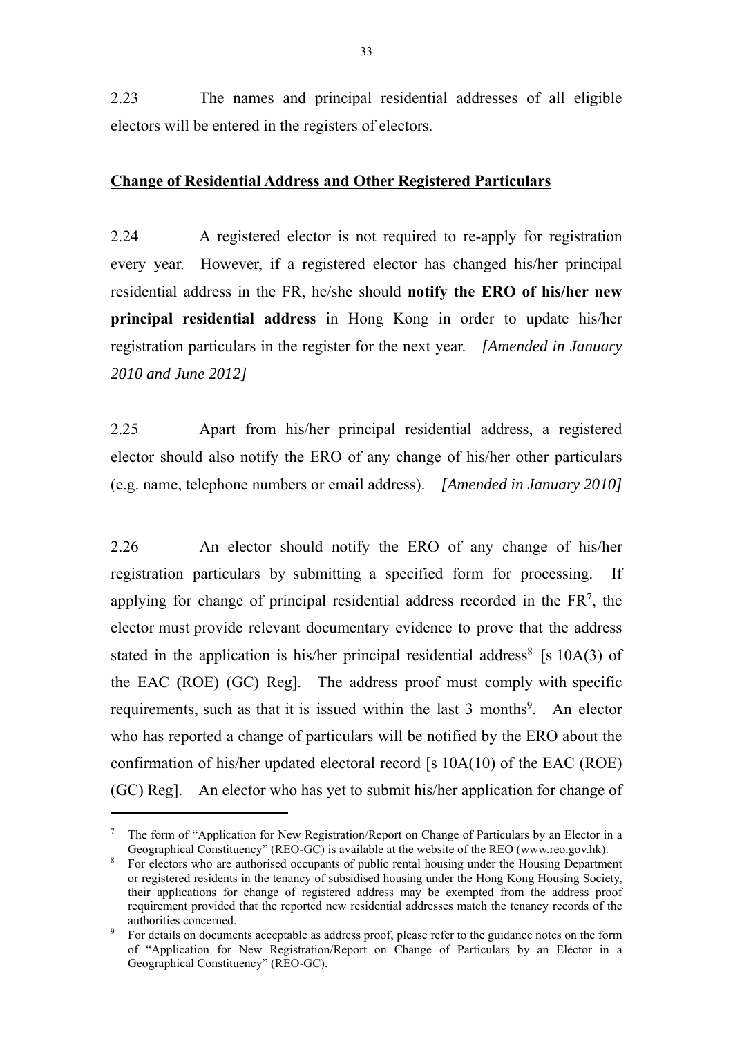2.23 The names and principal residential addresses of all eligible electors will be entered in the registers of electors.

**Change of Residential Address and Other Registered Particulars**

2.24 A registered elector is not required to re-apply for registration every year. However, if a registered elector has changed his/her principal residential address in the FR, he/she should **notify the ERO of his/her new principal residential address** in Hong Kong in order to update his/her registration particulars in the register for the next year. *[Amended in January 2010 and June 2012]*

2.25 Apart from his/her principal residential address, a registered elector should also notify the ERO of any change of his/her other particulars (e.g. name, telephone numbers or email address). *[Amended in January 2010]*

2.26 An elector should notify the ERO of any change of his/her registration particulars by submitting a specified form for processing. If applying for change of principal residential address recorded in the FR[7], the elector must provide relevant documentary evidence to prove that the address stated in the application is his/her principal residential address[8] [s 10A(3) of the EAC (ROE) (GC) Reg]. The address proof must comply with specific requirements, such as that it is issued within the last 3 months[9]. An elector who has reported a change of particulars will be notified by the ERO about the confirmation of his/her updated electoral record [s 10A(10) of the EAC (ROE) (GC) Reg]. An elector who has yet to submit his/her application for change of

---

[7] The form of "Application for New Registration/Report on Change of Particulars by an Elector in a Geographical Constituency" (REO-GC) is available at the website of the REO (www.reo.gov.hk).

[8] For electors who are authorised occupants of public rental housing under the Housing Department or registered residents in the tenancy of subsidised housing under the Hong Kong Housing Society, their applications for change of registered address may be exempted from the address proof requirement provided that the reported new residential addresses match the tenancy records of the authorities concerned.

[9] For details on documents acceptable as address proof, please refer to the guidance notes on the form of "Application for New Registration/Report on Change of Particulars by an Elector in a Geographical Constituency" (REO-GC).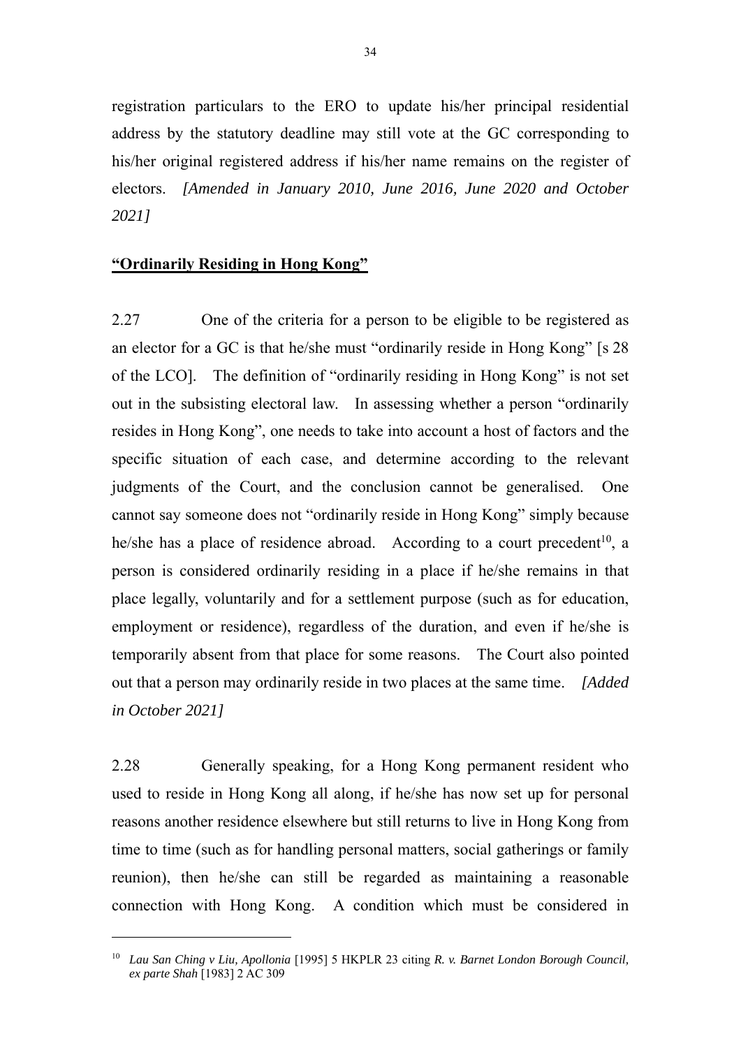registration particulars to the ERO to update his/her principal residential address by the statutory deadline may still vote at the GC corresponding to his/her original registered address if his/her name remains on the register of electors. *[Amended in January 2010, June 2016, June 2020 and October 2021]*

**<u>"Ordinarily Residing in Hong Kong"</u>**

2.27 One of the criteria for a person to be eligible to be registered as an elector for a GC is that he/she must "ordinarily reside in Hong Kong" [s 28 of the LCO]. The definition of "ordinarily residing in Hong Kong" is not set out in the subsisting electoral law. In assessing whether a person "ordinarily resides in Hong Kong", one needs to take into account a host of factors and the specific situation of each case, and determine according to the relevant judgments of the Court, and the conclusion cannot be generalised. One cannot say someone does not "ordinarily reside in Hong Kong" simply because he/she has a place of residence abroad. According to a court precedent[10], a person is considered ordinarily residing in a place if he/she remains in that place legally, voluntarily and for a settlement purpose (such as for education, employment or residence), regardless of the duration, and even if he/she is temporarily absent from that place for some reasons. The Court also pointed out that a person may ordinarily reside in two places at the same time. *[Added in October 2021]*

2.28 Generally speaking, for a Hong Kong permanent resident who used to reside in Hong Kong all along, if he/she has now set up for personal reasons another residence elsewhere but still returns to live in Hong Kong from time to time (such as for handling personal matters, social gatherings or family reunion), then he/she can still be regarded as maintaining a reasonable connection with Hong Kong. A condition which must be considered in

---

[10] *Lau San Ching v Liu, Apollonia* [1995] 5 HKPLR 23 citing *R. v. Barnet London Borough Council, ex parte Shah* [1983] 2 AC 309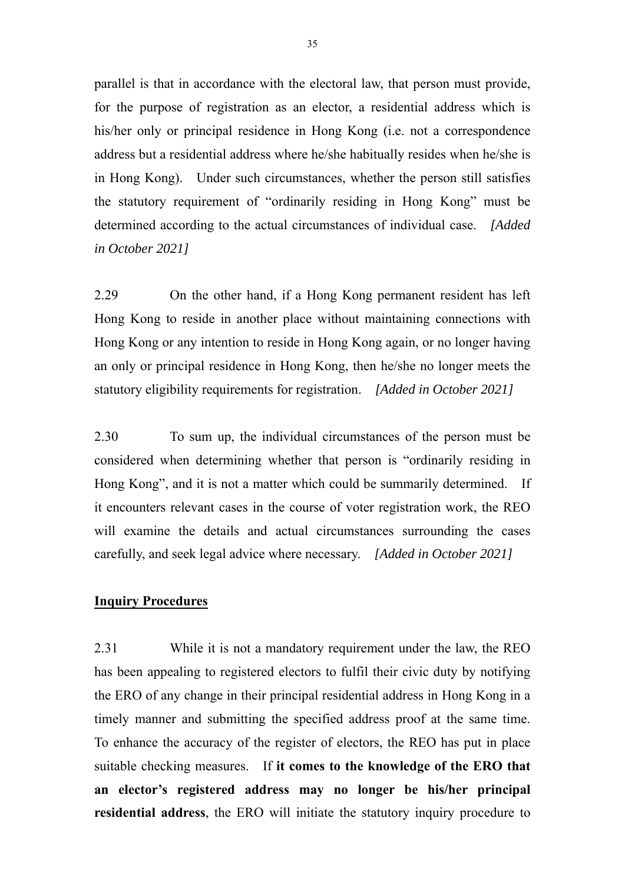parallel is that in accordance with the electoral law, that person must provide, for the purpose of registration as an elector, a residential address which is his/her only or principal residence in Hong Kong (i.e. not a correspondence address but a residential address where he/she habitually resides when he/she is in Hong Kong). Under such circumstances, whether the person still satisfies the statutory requirement of "ordinarily residing in Hong Kong" must be determined according to the actual circumstances of individual case. *[Added in October 2021]*

2.29 On the other hand, if a Hong Kong permanent resident has left Hong Kong to reside in another place without maintaining connections with Hong Kong or any intention to reside in Hong Kong again, or no longer having an only or principal residence in Hong Kong, then he/she no longer meets the statutory eligibility requirements for registration. *[Added in October 2021]*

2.30 To sum up, the individual circumstances of the person must be considered when determining whether that person is "ordinarily residing in Hong Kong", and it is not a matter which could be summarily determined. If it encounters relevant cases in the course of voter registration work, the REO will examine the details and actual circumstances surrounding the cases carefully, and seek legal advice where necessary. *[Added in October 2021]*

**<u>Inquiry Procedures</u>**

2.31 While it is not a mandatory requirement under the law, the REO has been appealing to registered electors to fulfil their civic duty by notifying the ERO of any change in their principal residential address in Hong Kong in a timely manner and submitting the specified address proof at the same time. To enhance the accuracy of the register of electors, the REO has put in place suitable checking measures. If **it comes to the knowledge of the ERO that an elector's registered address may no longer be his/her principal residential address**, the ERO will initiate the statutory inquiry procedure to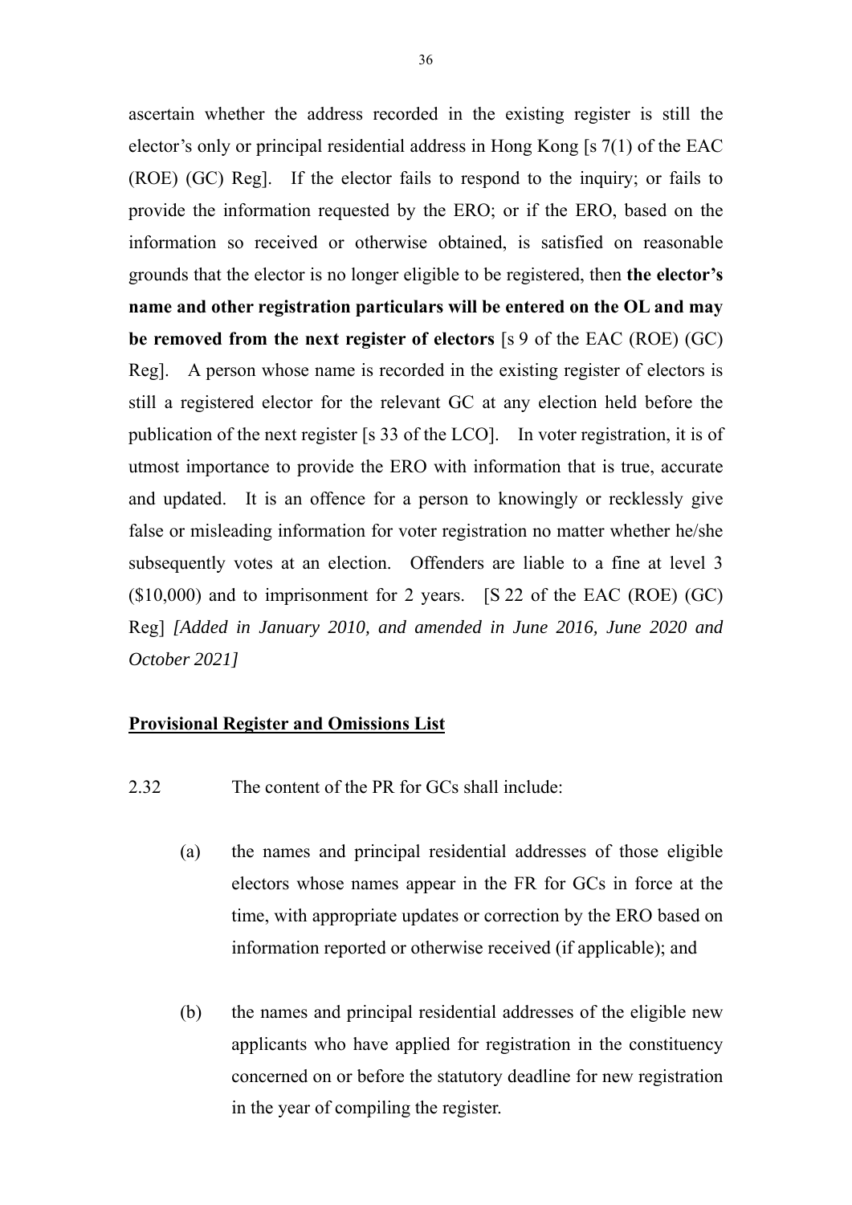ascertain whether the address recorded in the existing register is still the elector's only or principal residential address in Hong Kong [s 7(1) of the EAC (ROE) (GC) Reg]. If the elector fails to respond to the inquiry; or fails to provide the information requested by the ERO; or if the ERO, based on the information so received or otherwise obtained, is satisfied on reasonable grounds that the elector is no longer eligible to be registered, then **the elector's name and other registration particulars will be entered on the OL and may be removed from the next register of electors** [s 9 of the EAC (ROE) (GC) Reg]. A person whose name is recorded in the existing register of electors is still a registered elector for the relevant GC at any election held before the publication of the next register [s 33 of the LCO]. In voter registration, it is of utmost importance to provide the ERO with information that is true, accurate and updated. It is an offence for a person to knowingly or recklessly give false or misleading information for voter registration no matter whether he/she subsequently votes at an election. Offenders are liable to a fine at level 3 ($10,000) and to imprisonment for 2 years. [S 22 of the EAC (ROE) (GC) Reg] *[Added in January 2010, and amended in June 2016, June 2020 and October 2021]*

**<u>Provisional Register and Omissions List</u>**

2.32 The content of the PR for GCs shall include:

(a) the names and principal residential addresses of those eligible electors whose names appear in the FR for GCs in force at the time, with appropriate updates or correction by the ERO based on information reported or otherwise received (if applicable); and

(b) the names and principal residential addresses of the eligible new applicants who have applied for registration in the constituency concerned on or before the statutory deadline for new registration in the year of compiling the register.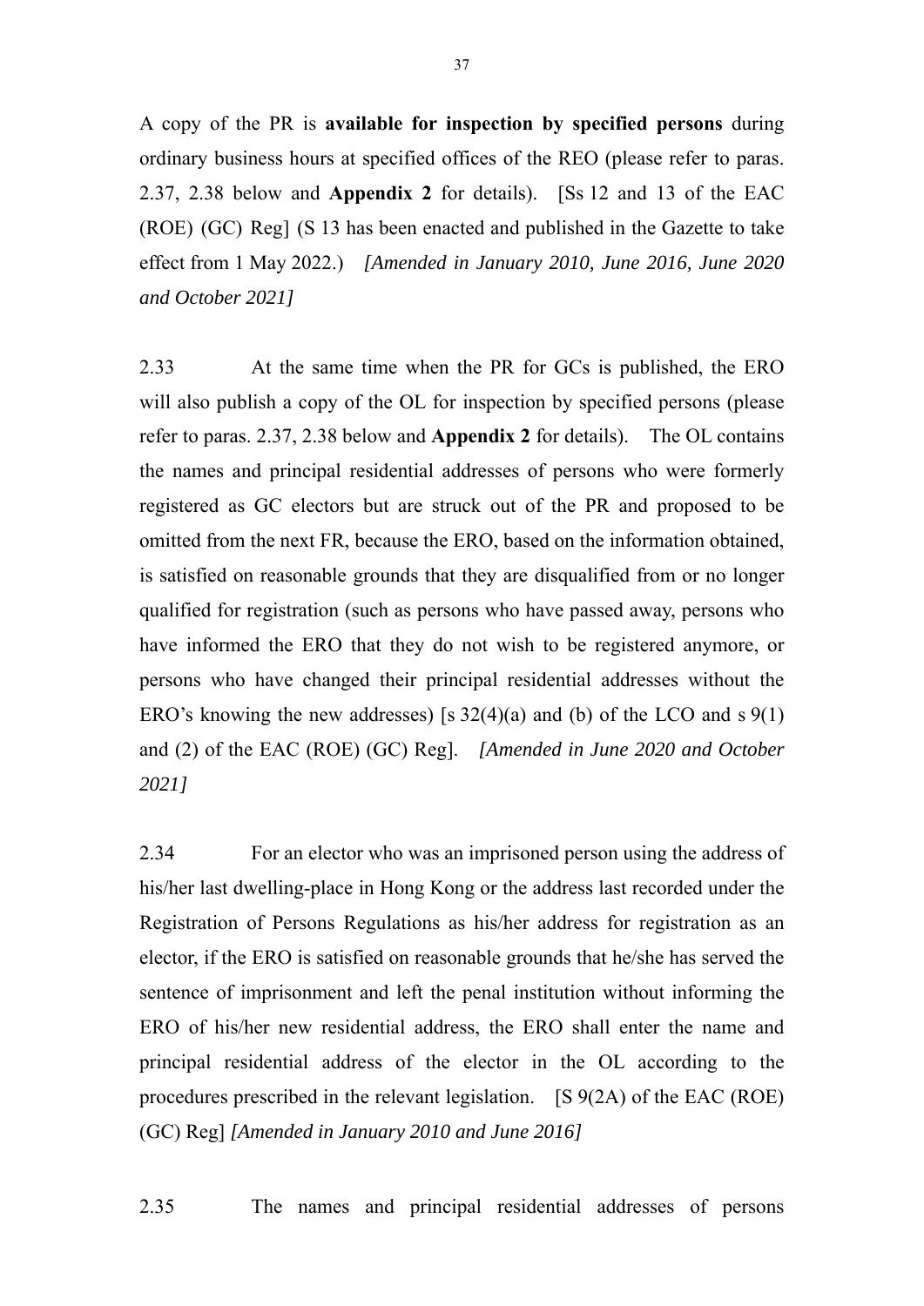A copy of the PR is **available for inspection by specified persons** during ordinary business hours at specified offices of the REO (please refer to paras. 2.37, 2.38 below and **Appendix 2** for details). [Ss 12 and 13 of the EAC (ROE) (GC) Reg] (S 13 has been enacted and published in the Gazette to take effect from 1 May 2022.) *[Amended in January 2010, June 2016, June 2020 and October 2021]*

2.33 At the same time when the PR for GCs is published, the ERO will also publish a copy of the OL for inspection by specified persons (please refer to paras. 2.37, 2.38 below and **Appendix 2** for details). The OL contains the names and principal residential addresses of persons who were formerly registered as GC electors but are struck out of the PR and proposed to be omitted from the next FR, because the ERO, based on the information obtained, is satisfied on reasonable grounds that they are disqualified from or no longer qualified for registration (such as persons who have passed away, persons who have informed the ERO that they do not wish to be registered anymore, or persons who have changed their principal residential addresses without the ERO's knowing the new addresses) [s 32(4)(a) and (b) of the LCO and s 9(1) and (2) of the EAC (ROE) (GC) Reg]. *[Amended in June 2020 and October 2021]*

2.34 For an elector who was an imprisoned person using the address of his/her last dwelling-place in Hong Kong or the address last recorded under the Registration of Persons Regulations as his/her address for registration as an elector, if the ERO is satisfied on reasonable grounds that he/she has served the sentence of imprisonment and left the penal institution without informing the ERO of his/her new residential address, the ERO shall enter the name and principal residential address of the elector in the OL according to the procedures prescribed in the relevant legislation. [S 9(2A) of the EAC (ROE) (GC) Reg] *[Amended in January 2010 and June 2016]*

2.35 The names and principal residential addresses of persons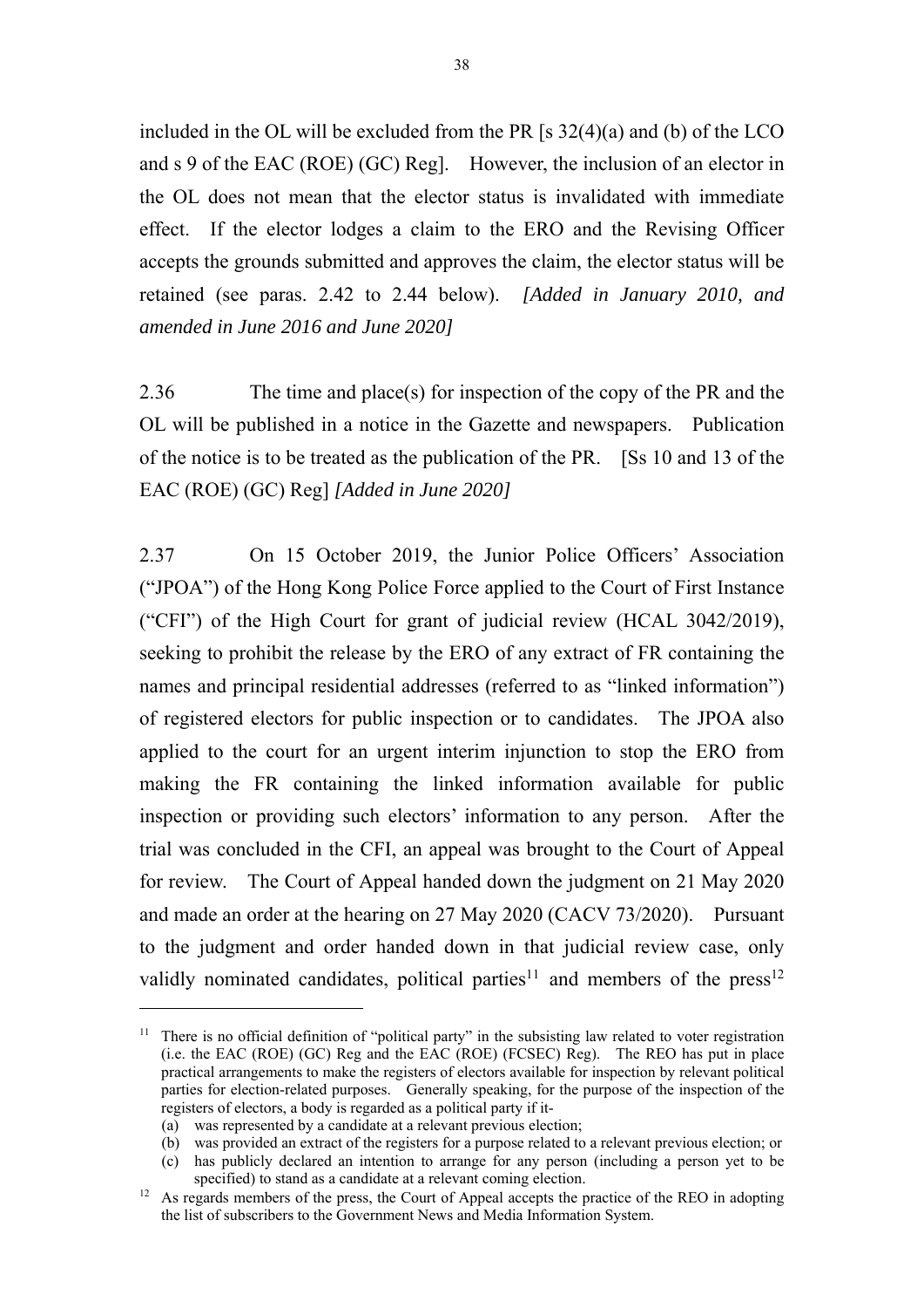included in the OL will be excluded from the PR [s 32(4)(a) and (b) of the LCO and s 9 of the EAC (ROE) (GC) Reg]. However, the inclusion of an elector in the OL does not mean that the elector status is invalidated with immediate effect. If the elector lodges a claim to the ERO and the Revising Officer accepts the grounds submitted and approves the claim, the elector status will be retained (see paras. 2.42 to 2.44 below). *[Added in January 2010, and amended in June 2016 and June 2020]*

2.36 The time and place(s) for inspection of the copy of the PR and the OL will be published in a notice in the Gazette and newspapers. Publication of the notice is to be treated as the publication of the PR. [Ss 10 and 13 of the EAC (ROE) (GC) Reg] *[Added in June 2020]*

2.37 On 15 October 2019, the Junior Police Officers' Association ("JPOA") of the Hong Kong Police Force applied to the Court of First Instance ("CFI") of the High Court for grant of judicial review (HCAL 3042/2019), seeking to prohibit the release by the ERO of any extract of FR containing the names and principal residential addresses (referred to as "linked information") of registered electors for public inspection or to candidates. The JPOA also applied to the court for an urgent interim injunction to stop the ERO from making the FR containing the linked information available for public inspection or providing such electors' information to any person. After the trial was concluded in the CFI, an appeal was brought to the Court of Appeal for review. The Court of Appeal handed down the judgment on 21 May 2020 and made an order at the hearing on 27 May 2020 (CACV 73/2020). Pursuant to the judgment and order handed down in that judicial review case, only validly nominated candidates, political parties[11] and members of the press[12]

---

[11] There is no official definition of "political party" in the subsisting law related to voter registration (i.e. the EAC (ROE) (GC) Reg and the EAC (ROE) (FCSEC) Reg). The REO has put in place practical arrangements to make the registers of electors available for inspection by relevant political parties for election-related purposes. Generally speaking, for the purpose of the inspection of the registers of electors, a body is regarded as a political party if it-

(a) was represented by a candidate at a relevant previous election;
(b) was provided an extract of the registers for a purpose related to a relevant previous election; or
(c) has publicly declared an intention to arrange for any person (including a person yet to be specified) to stand as a candidate at a relevant coming election.

[12] As regards members of the press, the Court of Appeal accepts the practice of the REO in adopting the list of subscribers to the Government News and Media Information System.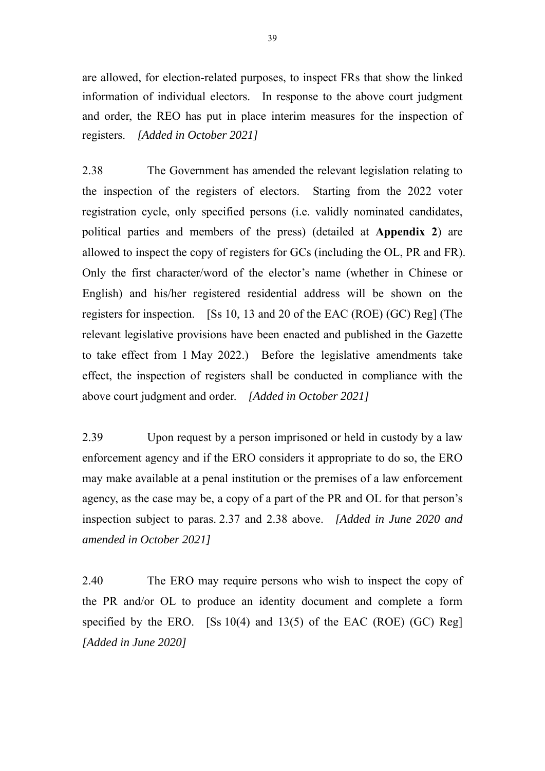are allowed, for election-related purposes, to inspect FRs that show the linked information of individual electors. In response to the above court judgment and order, the REO has put in place interim measures for the inspection of registers. *[Added in October 2021]*

2.38 The Government has amended the relevant legislation relating to the inspection of the registers of electors. Starting from the 2022 voter registration cycle, only specified persons (i.e. validly nominated candidates, political parties and members of the press) (detailed at **Appendix 2**) are allowed to inspect the copy of registers for GCs (including the OL, PR and FR). Only the first character/word of the elector's name (whether in Chinese or English) and his/her registered residential address will be shown on the registers for inspection. [Ss 10, 13 and 20 of the EAC (ROE) (GC) Reg] (The relevant legislative provisions have been enacted and published in the Gazette to take effect from 1 May 2022.) Before the legislative amendments take effect, the inspection of registers shall be conducted in compliance with the above court judgment and order. *[Added in October 2021]*

2.39 Upon request by a person imprisoned or held in custody by a law enforcement agency and if the ERO considers it appropriate to do so, the ERO may make available at a penal institution or the premises of a law enforcement agency, as the case may be, a copy of a part of the PR and OL for that person's inspection subject to paras. 2.37 and 2.38 above. *[Added in June 2020 and amended in October 2021]*

2.40 The ERO may require persons who wish to inspect the copy of the PR and/or OL to produce an identity document and complete a form specified by the ERO. [Ss 10(4) and 13(5) of the EAC (ROE) (GC) Reg] *[Added in June 2020]*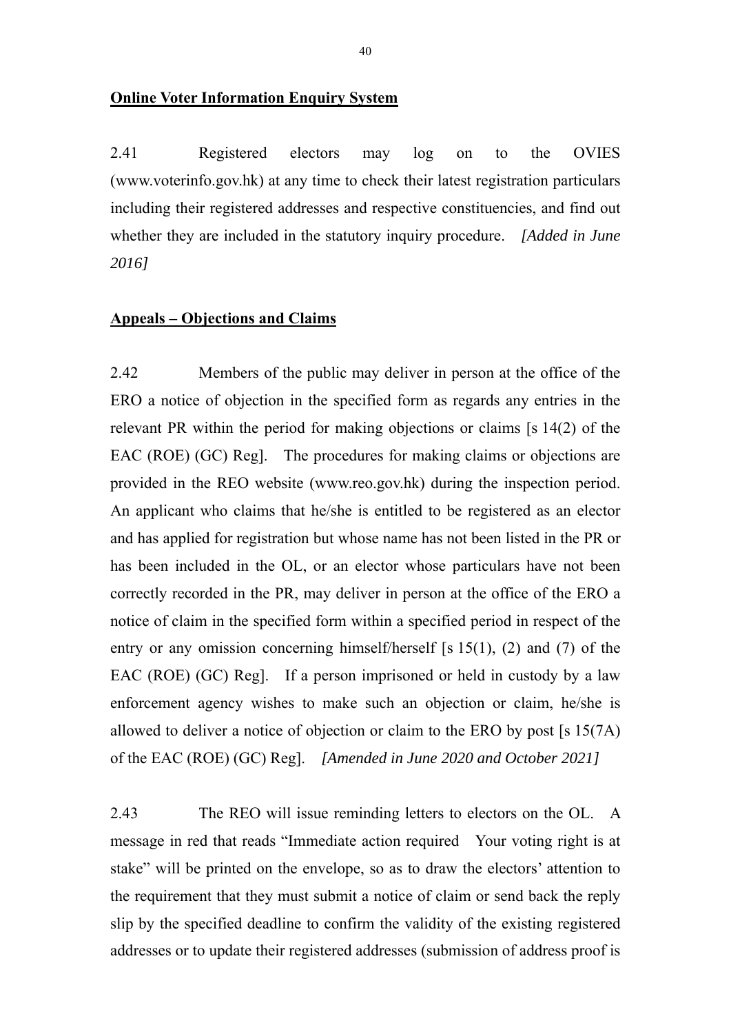**Online Voter Information Enquiry System**

2.41 Registered electors may log on to the OVIES (www.voterinfo.gov.hk) at any time to check their latest registration particulars including their registered addresses and respective constituencies, and find out whether they are included in the statutory inquiry procedure. *[Added in June 2016]*

**Appeals – Objections and Claims**

2.42 Members of the public may deliver in person at the office of the ERO a notice of objection in the specified form as regards any entries in the relevant PR within the period for making objections or claims [s 14(2) of the EAC (ROE) (GC) Reg]. The procedures for making claims or objections are provided in the REO website (www.reo.gov.hk) during the inspection period. An applicant who claims that he/she is entitled to be registered as an elector and has applied for registration but whose name has not been listed in the PR or has been included in the OL, or an elector whose particulars have not been correctly recorded in the PR, may deliver in person at the office of the ERO a notice of claim in the specified form within a specified period in respect of the entry or any omission concerning himself/herself [s 15(1), (2) and (7) of the EAC (ROE) (GC) Reg]. If a person imprisoned or held in custody by a law enforcement agency wishes to make such an objection or claim, he/she is allowed to deliver a notice of objection or claim to the ERO by post [s 15(7A) of the EAC (ROE) (GC) Reg]. *[Amended in June 2020 and October 2021]*

2.43 The REO will issue reminding letters to electors on the OL. A message in red that reads "Immediate action required Your voting right is at stake" will be printed on the envelope, so as to draw the electors' attention to the requirement that they must submit a notice of claim or send back the reply slip by the specified deadline to confirm the validity of the existing registered addresses or to update their registered addresses (submission of address proof is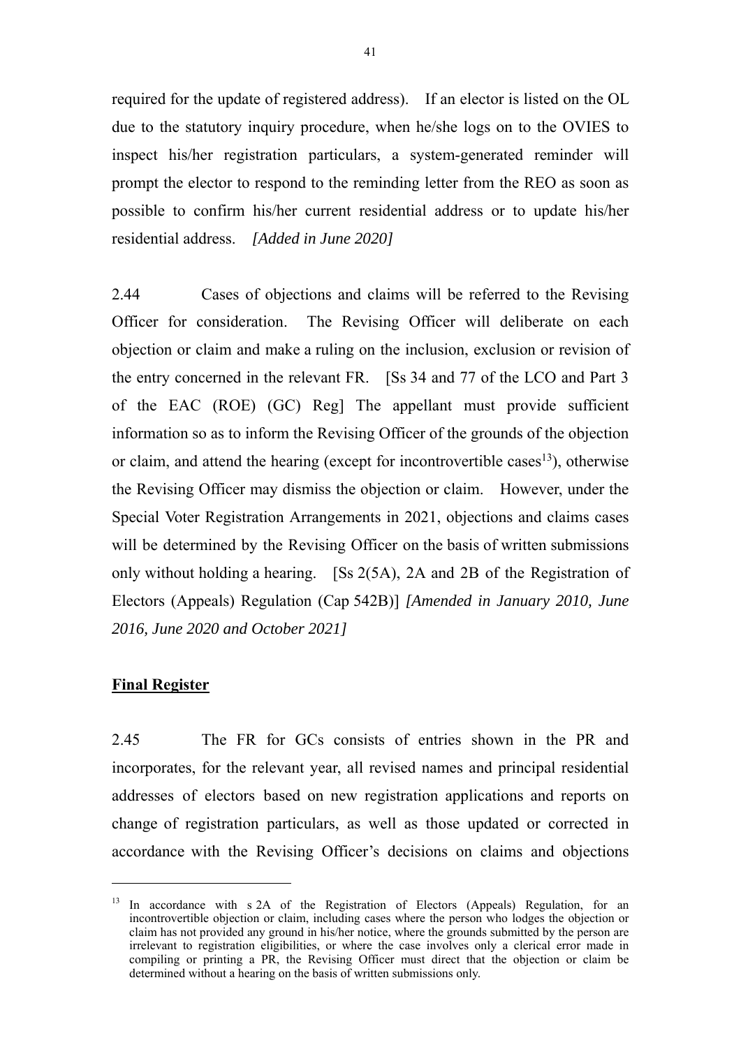required for the update of registered address). If an elector is listed on the OL due to the statutory inquiry procedure, when he/she logs on to the OVIES to inspect his/her registration particulars, a system-generated reminder will prompt the elector to respond to the reminding letter from the REO as soon as possible to confirm his/her current residential address or to update his/her residential address. *[Added in June 2020]*

2.44 Cases of objections and claims will be referred to the Revising Officer for consideration. The Revising Officer will deliberate on each objection or claim and make a ruling on the inclusion, exclusion or revision of the entry concerned in the relevant FR. [Ss 34 and 77 of the LCO and Part 3 of the EAC (ROE) (GC) Reg] The appellant must provide sufficient information so as to inform the Revising Officer of the grounds of the objection or claim, and attend the hearing (except for incontrovertible cases[13]), otherwise the Revising Officer may dismiss the objection or claim. However, under the Special Voter Registration Arrangements in 2021, objections and claims cases will be determined by the Revising Officer on the basis of written submissions only without holding a hearing. [Ss 2(5A), 2A and 2B of the Registration of Electors (Appeals) Regulation (Cap 542B)] *[Amended in January 2010, June 2016, June 2020 and October 2021]*

**Final Register**

2.45 The FR for GCs consists of entries shown in the PR and incorporates, for the relevant year, all revised names and principal residential addresses of electors based on new registration applications and reports on change of registration particulars, as well as those updated or corrected in accordance with the Revising Officer's decisions on claims and objections

[13] In accordance with s 2A of the Registration of Electors (Appeals) Regulation, for an incontrovertible objection or claim, including cases where the person who lodges the objection or claim has not provided any ground in his/her notice, where the grounds submitted by the person are irrelevant to registration eligibilities, or where the case involves only a clerical error made in compiling or printing a PR, the Revising Officer must direct that the objection or claim be determined without a hearing on the basis of written submissions only.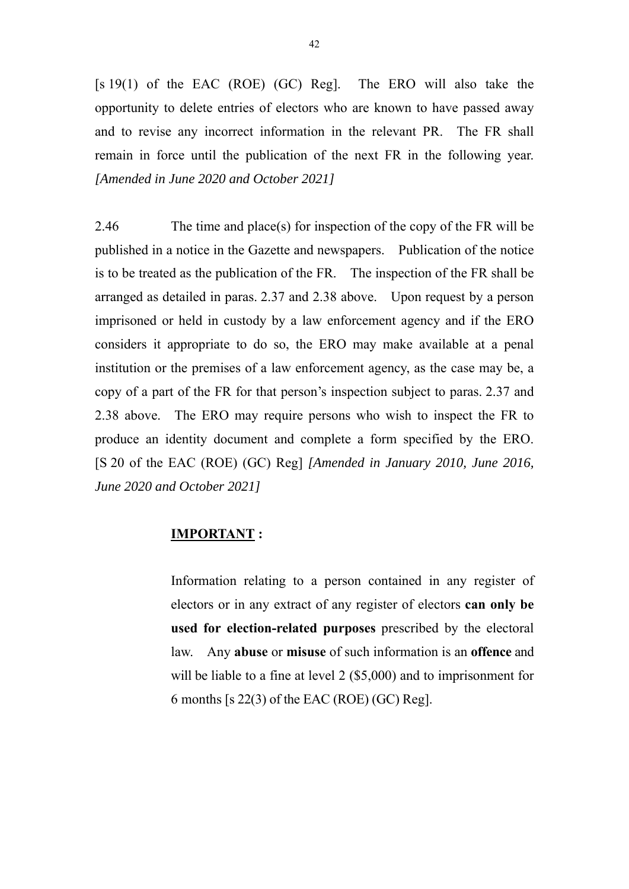[s 19(1) of the EAC (ROE) (GC) Reg]. The ERO will also take the opportunity to delete entries of electors who are known to have passed away and to revise any incorrect information in the relevant PR. The FR shall remain in force until the publication of the next FR in the following year. *[Amended in June 2020 and October 2021]*

2.46 The time and place(s) for inspection of the copy of the FR will be published in a notice in the Gazette and newspapers. Publication of the notice is to be treated as the publication of the FR. The inspection of the FR shall be arranged as detailed in paras. 2.37 and 2.38 above. Upon request by a person imprisoned or held in custody by a law enforcement agency and if the ERO considers it appropriate to do so, the ERO may make available at a penal institution or the premises of a law enforcement agency, as the case may be, a copy of a part of the FR for that person's inspection subject to paras. 2.37 and 2.38 above. The ERO may require persons who wish to inspect the FR to produce an identity document and complete a form specified by the ERO. [S 20 of the EAC (ROE) (GC) Reg] *[Amended in January 2010, June 2016, June 2020 and October 2021]*

**IMPORTANT :**

Information relating to a person contained in any register of electors or in any extract of any register of electors **can only be used for election-related purposes** prescribed by the electoral law. Any **abuse** or **misuse** of such information is an **offence** and will be liable to a fine at level 2 ($5,000) and to imprisonment for 6 months [s 22(3) of the EAC (ROE) (GC) Reg].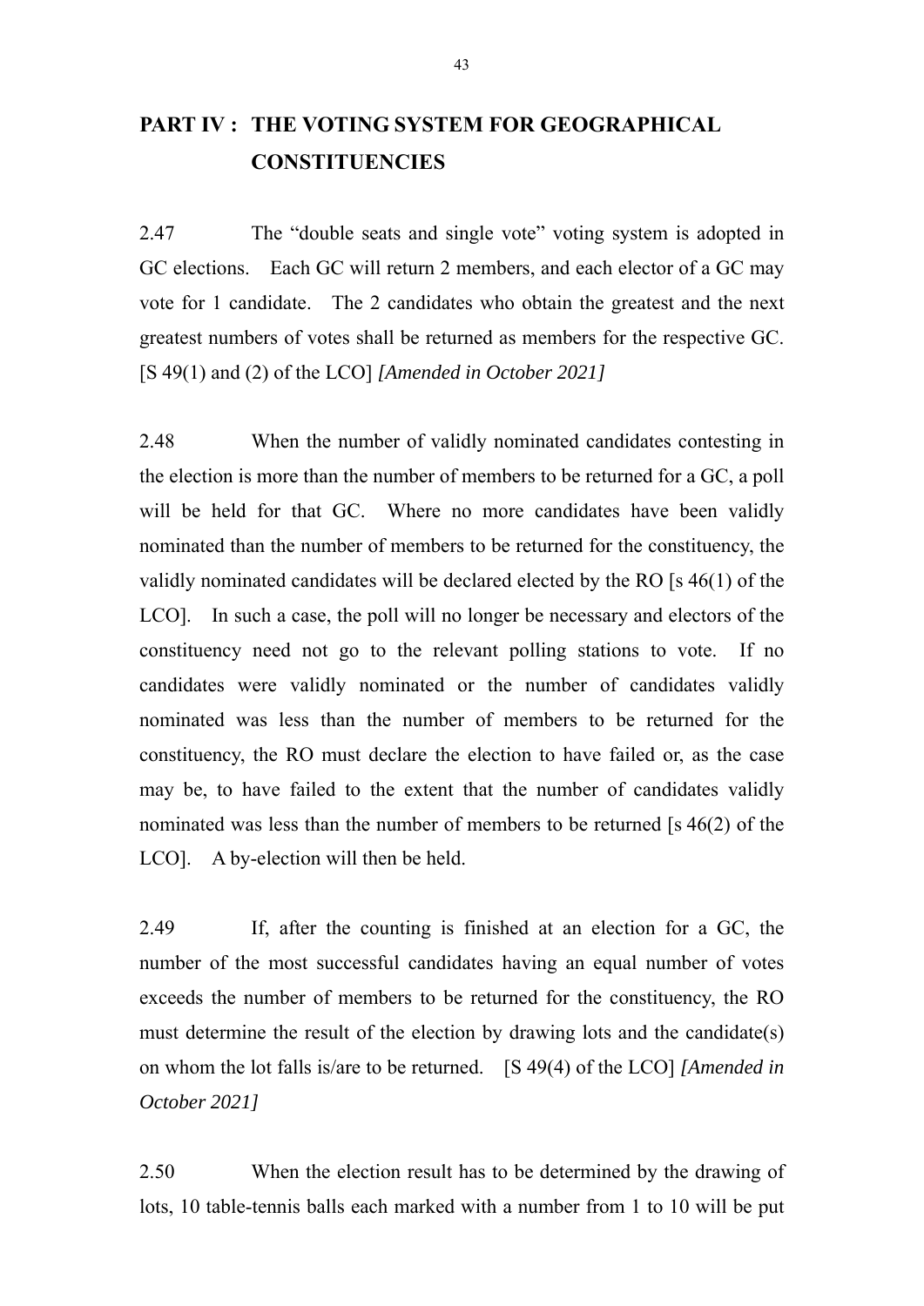## PART IV : THE VOTING SYSTEM FOR GEOGRAPHICAL CONSTITUENCIES

2.47 The "double seats and single vote" voting system is adopted in GC elections. Each GC will return 2 members, and each elector of a GC may vote for 1 candidate. The 2 candidates who obtain the greatest and the next greatest numbers of votes shall be returned as members for the respective GC. [S 49(1) and (2) of the LCO] *[Amended in October 2021]*

2.48 When the number of validly nominated candidates contesting in the election is more than the number of members to be returned for a GC, a poll will be held for that GC. Where no more candidates have been validly nominated than the number of members to be returned for the constituency, the validly nominated candidates will be declared elected by the RO [s 46(1) of the LCO]. In such a case, the poll will no longer be necessary and electors of the constituency need not go to the relevant polling stations to vote. If no candidates were validly nominated or the number of candidates validly nominated was less than the number of members to be returned for the constituency, the RO must declare the election to have failed or, as the case may be, to have failed to the extent that the number of candidates validly nominated was less than the number of members to be returned [s 46(2) of the LCO]. A by-election will then be held.

2.49 If, after the counting is finished at an election for a GC, the number of the most successful candidates having an equal number of votes exceeds the number of members to be returned for the constituency, the RO must determine the result of the election by drawing lots and the candidate(s) on whom the lot falls is/are to be returned. [S 49(4) of the LCO] *[Amended in October 2021]*

2.50 When the election result has to be determined by the drawing of lots, 10 table-tennis balls each marked with a number from 1 to 10 will be put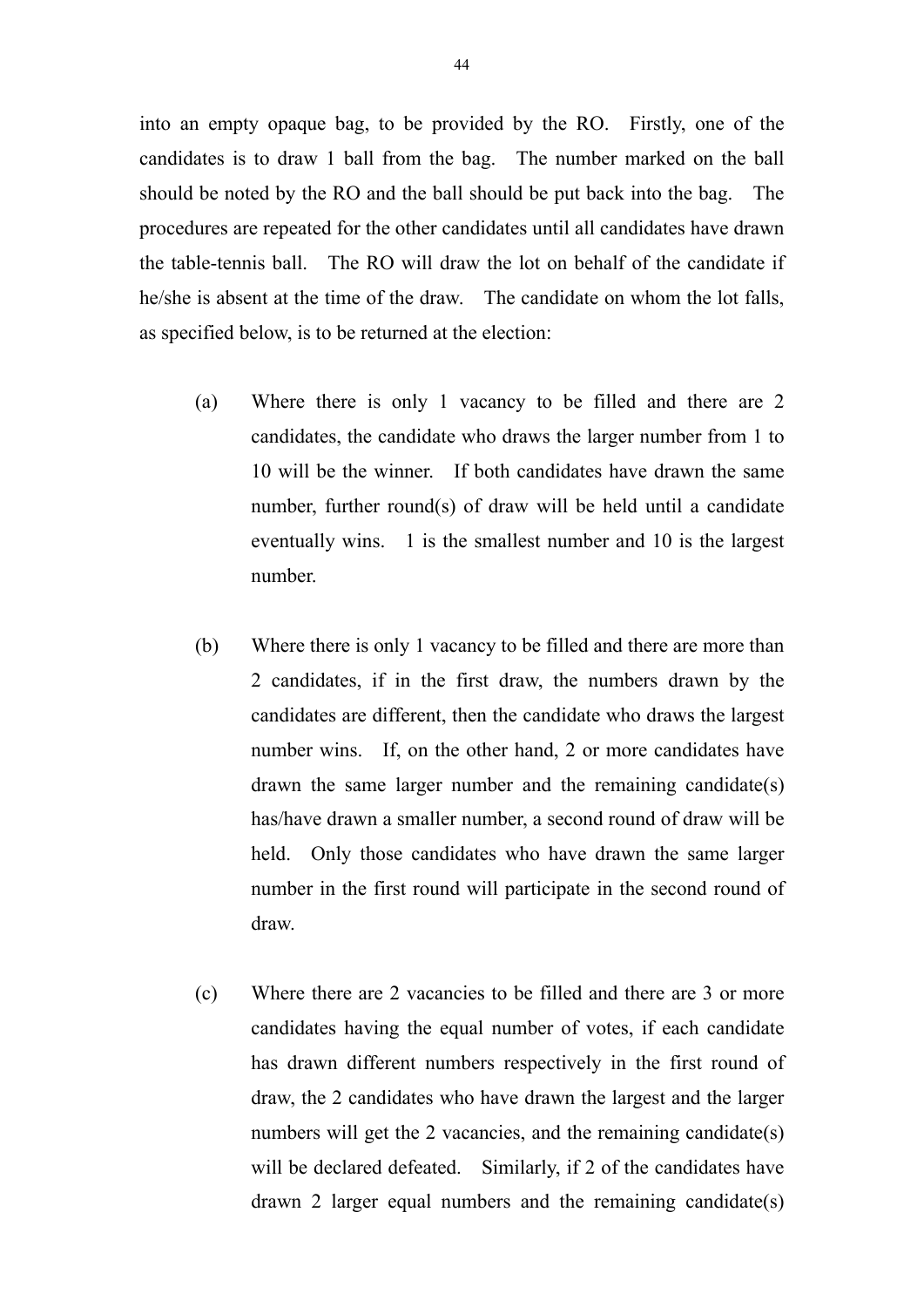into an empty opaque bag, to be provided by the RO. Firstly, one of the candidates is to draw 1 ball from the bag. The number marked on the ball should be noted by the RO and the ball should be put back into the bag. The procedures are repeated for the other candidates until all candidates have drawn the table-tennis ball. The RO will draw the lot on behalf of the candidate if he/she is absent at the time of the draw. The candidate on whom the lot falls, as specified below, is to be returned at the election:

(a) Where there is only 1 vacancy to be filled and there are 2 candidates, the candidate who draws the larger number from 1 to 10 will be the winner. If both candidates have drawn the same number, further round(s) of draw will be held until a candidate eventually wins. 1 is the smallest number and 10 is the largest number.

(b) Where there is only 1 vacancy to be filled and there are more than 2 candidates, if in the first draw, the numbers drawn by the candidates are different, then the candidate who draws the largest number wins. If, on the other hand, 2 or more candidates have drawn the same larger number and the remaining candidate(s) has/have drawn a smaller number, a second round of draw will be held. Only those candidates who have drawn the same larger number in the first round will participate in the second round of draw.

(c) Where there are 2 vacancies to be filled and there are 3 or more candidates having the equal number of votes, if each candidate has drawn different numbers respectively in the first round of draw, the 2 candidates who have drawn the largest and the larger numbers will get the 2 vacancies, and the remaining candidate(s) will be declared defeated. Similarly, if 2 of the candidates have drawn 2 larger equal numbers and the remaining candidate(s)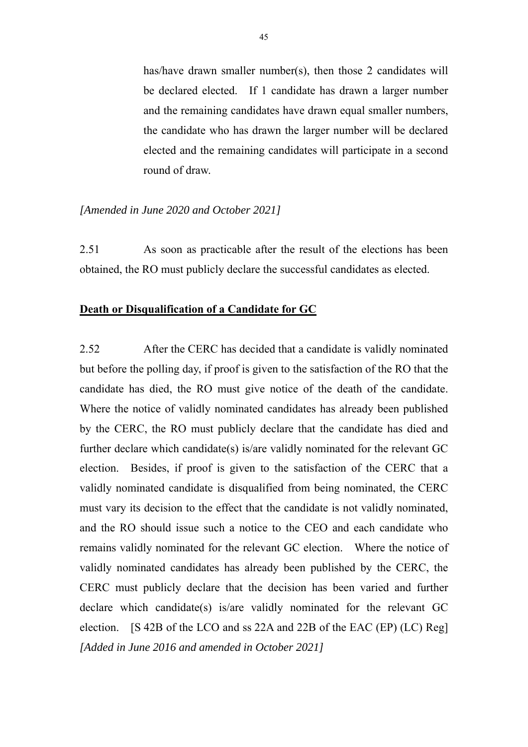has/have drawn smaller number(s), then those 2 candidates will be declared elected. If 1 candidate has drawn a larger number and the remaining candidates have drawn equal smaller numbers, the candidate who has drawn the larger number will be declared elected and the remaining candidates will participate in a second round of draw.

*[Amended in June 2020 and October 2021]*

2.51 As soon as practicable after the result of the elections has been obtained, the RO must publicly declare the successful candidates as elected.

**Death or Disqualification of a Candidate for GC**

2.52 After the CERC has decided that a candidate is validly nominated but before the polling day, if proof is given to the satisfaction of the RO that the candidate has died, the RO must give notice of the death of the candidate. Where the notice of validly nominated candidates has already been published by the CERC, the RO must publicly declare that the candidate has died and further declare which candidate(s) is/are validly nominated for the relevant GC election. Besides, if proof is given to the satisfaction of the CERC that a validly nominated candidate is disqualified from being nominated, the CERC must vary its decision to the effect that the candidate is not validly nominated, and the RO should issue such a notice to the CEO and each candidate who remains validly nominated for the relevant GC election. Where the notice of validly nominated candidates has already been published by the CERC, the CERC must publicly declare that the decision has been varied and further declare which candidate(s) is/are validly nominated for the relevant GC election. [S 42B of the LCO and ss 22A and 22B of the EAC (EP) (LC) Reg] *[Added in June 2016 and amended in October 2021]*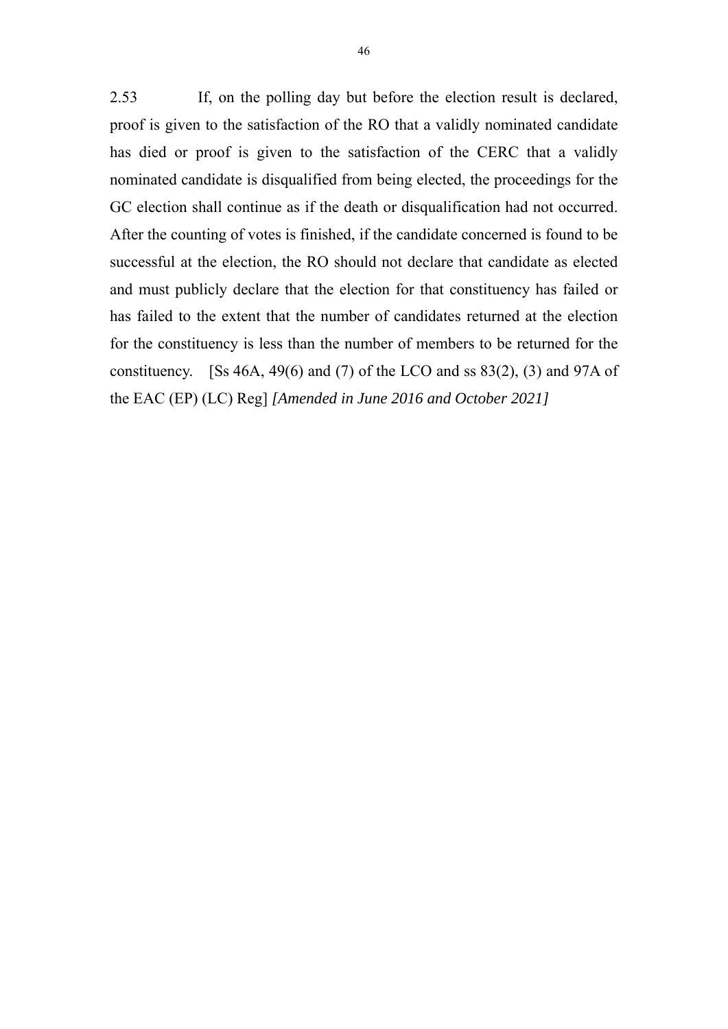2.53 If, on the polling day but before the election result is declared, proof is given to the satisfaction of the RO that a validly nominated candidate has died or proof is given to the satisfaction of the CERC that a validly nominated candidate is disqualified from being elected, the proceedings for the GC election shall continue as if the death or disqualification had not occurred. After the counting of votes is finished, if the candidate concerned is found to be successful at the election, the RO should not declare that candidate as elected and must publicly declare that the election for that constituency has failed or has failed to the extent that the number of candidates returned at the election for the constituency is less than the number of members to be returned for the constituency. [Ss 46A, 49(6) and (7) of the LCO and ss 83(2), (3) and 97A of the EAC (EP) (LC) Reg] *[Amended in June 2016 and October 2021]*